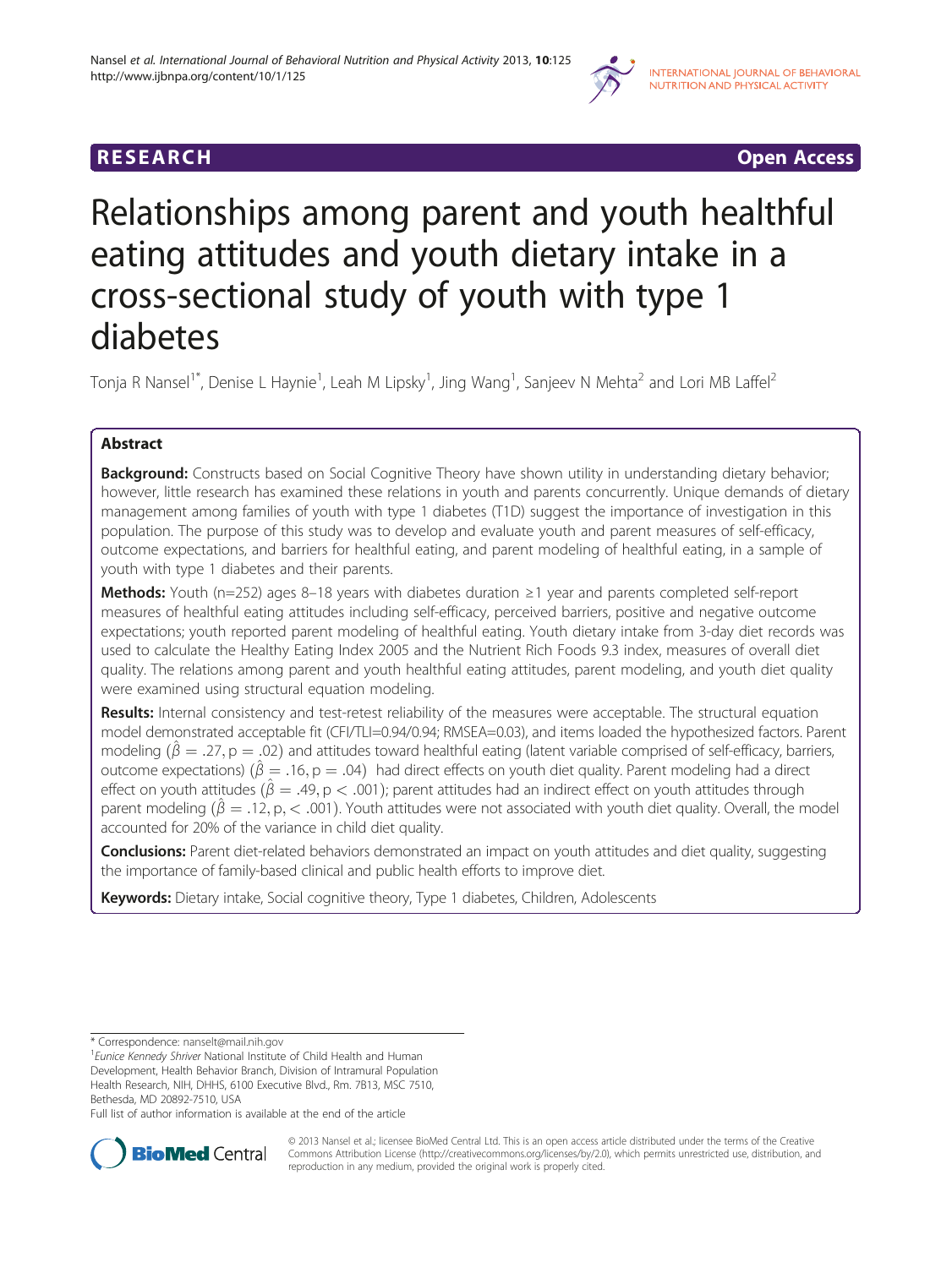RESEARCH **Open Access**

# Relationships among parent and youth healthful eating attitudes and youth dietary intake in a cross-sectional study of youth with type 1 diabetes

Tonja R Nansel[1*], Denise L Haynie[1], Leah M Lipsky[1], Jing Wang[1], Sanjeev N Mehta[2] and Lori MB Laffel[2]

## Abstract

**Background:** Constructs based on Social Cognitive Theory have shown utility in understanding dietary behavior; however, little research has examined these relations in youth and parents concurrently. Unique demands of dietary management among families of youth with type 1 diabetes (T1D) suggest the importance of investigation in this population. The purpose of this study was to develop and evaluate youth and parent measures of self-efficacy, outcome expectations, and barriers for healthful eating, and parent modeling of healthful eating, in a sample of youth with type 1 diabetes and their parents.

**Methods:** Youth (n=252) ages 8–18 years with diabetes duration ≥1 year and parents completed self-report measures of healthful eating attitudes including self-efficacy, perceived barriers, positive and negative outcome expectations; youth reported parent modeling of healthful eating. Youth dietary intake from 3-day diet records was used to calculate the Healthy Eating Index 2005 and the Nutrient Rich Foods 9.3 index, measures of overall diet quality. The relations among parent and youth healthful eating attitudes, parent modeling, and youth diet quality were examined using structural equation modeling.

**Results:** Internal consistency and test-retest reliability of the measures were acceptable. The structural equation model demonstrated acceptable fit (CFI/TLI=0.94/0.94; RMSEA=0.03), and items loaded the hypothesized factors. Parent modeling ($\hat{\beta} = .27, p = .02$) and attitudes toward healthful eating (latent variable comprised of self-efficacy, barriers, outcome expectations) ($\hat{\beta} = .16, p = .04$) had direct effects on youth diet quality. Parent modeling had a direct effect on youth attitudes ($\hat{\beta} = .49, p < .001$); parent attitudes had an indirect effect on youth attitudes through parent modeling ($\hat{\beta} = .12, p, < .001$). Youth attitudes were not associated with youth diet quality. Overall, the model accounted for 20% of the variance in child diet quality.

**Conclusions:** Parent diet-related behaviors demonstrated an impact on youth attitudes and diet quality, suggesting the importance of family-based clinical and public health efforts to improve diet.

**Keywords:** Dietary intake, Social cognitive theory, Type 1 diabetes, Children, Adolescents

---

\* Correspondence: nanselt@mail.nih.gov
[1]*Eunice Kennedy Shriver* National Institute of Child Health and Human Development, Health Behavior Branch, Division of Intramural Population Health Research, NIH, DHHS, 6100 Executive Blvd., Rm. 7B13, MSC 7510, Bethesda, MD 20892-7510, USA
Full list of author information is available at the end of the article

© 2013 Nansel et al.; licensee BioMed Central Ltd. This is an open access article distributed under the terms of the Creative Commons Attribution License (http://creativecommons.org/licenses/by/2.0), which permits unrestricted use, distribution, and reproduction in any medium, provided the original work is properly cited.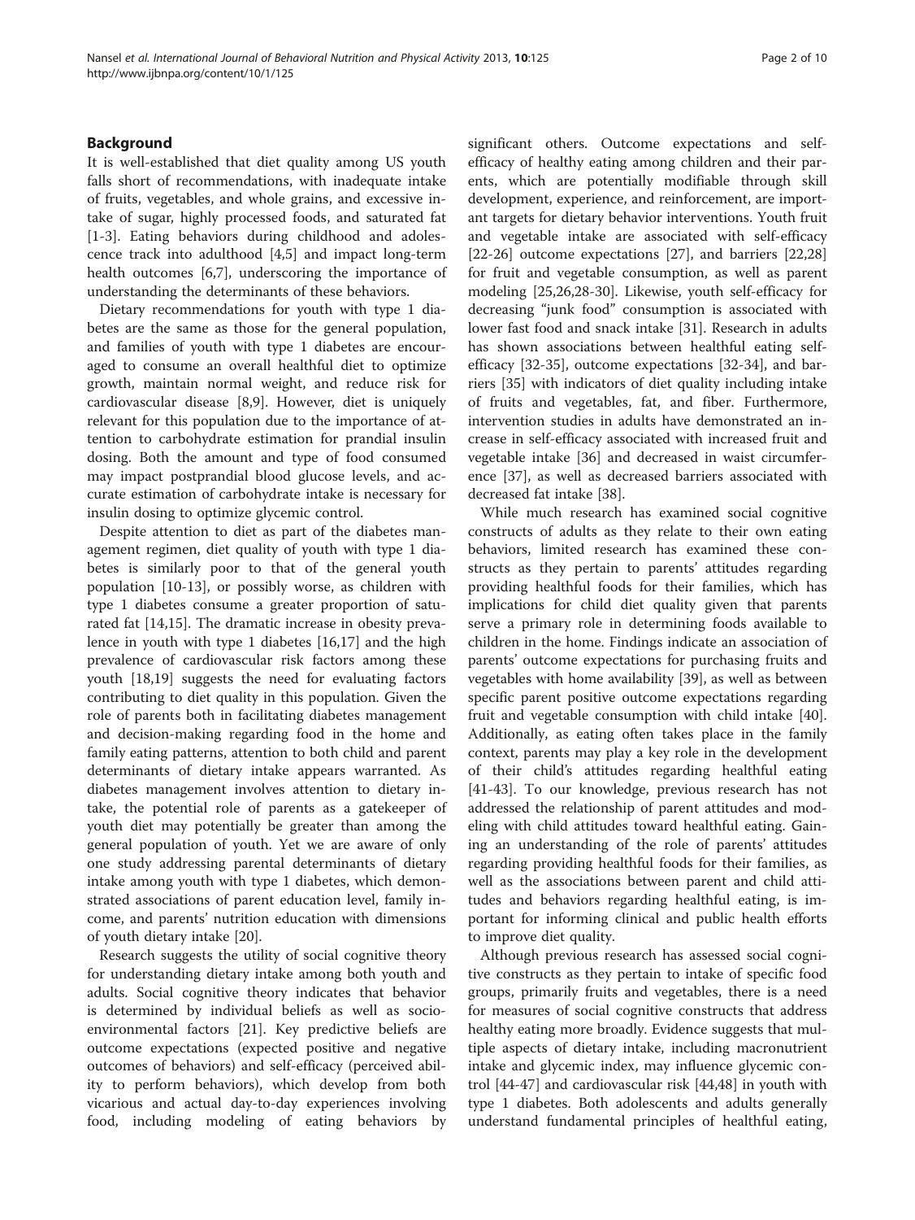## Background

It is well-established that diet quality among US youth falls short of recommendations, with inadequate intake of fruits, vegetables, and whole grains, and excessive intake of sugar, highly processed foods, and saturated fat [1-3]. Eating behaviors during childhood and adolescence track into adulthood [4,5] and impact long-term health outcomes [6,7], underscoring the importance of understanding the determinants of these behaviors.

Dietary recommendations for youth with type 1 diabetes are the same as those for the general population, and families of youth with type 1 diabetes are encouraged to consume an overall healthful diet to optimize growth, maintain normal weight, and reduce risk for cardiovascular disease [8,9]. However, diet is uniquely relevant for this population due to the importance of attention to carbohydrate estimation for prandial insulin dosing. Both the amount and type of food consumed may impact postprandial blood glucose levels, and accurate estimation of carbohydrate intake is necessary for insulin dosing to optimize glycemic control.

Despite attention to diet as part of the diabetes management regimen, diet quality of youth with type 1 diabetes is similarly poor to that of the general youth population [10-13], or possibly worse, as children with type 1 diabetes consume a greater proportion of saturated fat [14,15]. The dramatic increase in obesity prevalence in youth with type 1 diabetes [16,17] and the high prevalence of cardiovascular risk factors among these youth [18,19] suggests the need for evaluating factors contributing to diet quality in this population. Given the role of parents both in facilitating diabetes management and decision-making regarding food in the home and family eating patterns, attention to both child and parent determinants of dietary intake appears warranted. As diabetes management involves attention to dietary intake, the potential role of parents as a gatekeeper of youth diet may potentially be greater than among the general population of youth. Yet we are aware of only one study addressing parental determinants of dietary intake among youth with type 1 diabetes, which demonstrated associations of parent education level, family income, and parents' nutrition education with dimensions of youth dietary intake [20].

Research suggests the utility of social cognitive theory for understanding dietary intake among both youth and adults. Social cognitive theory indicates that behavior is determined by individual beliefs as well as socioenvironmental factors [21]. Key predictive beliefs are outcome expectations (expected positive and negative outcomes of behaviors) and self-efficacy (perceived ability to perform behaviors), which develop from both vicarious and actual day-to-day experiences involving food, including modeling of eating behaviors by significant others. Outcome expectations and self-efficacy of healthy eating among children and their parents, which are potentially modifiable through skill development, experience, and reinforcement, are important targets for dietary behavior interventions. Youth fruit and vegetable intake are associated with self-efficacy [22-26] outcome expectations [27], and barriers [22,28] for fruit and vegetable consumption, as well as parent modeling [25,26,28-30]. Likewise, youth self-efficacy for decreasing "junk food" consumption is associated with lower fast food and snack intake [31]. Research in adults has shown associations between healthful eating self-efficacy [32-35], outcome expectations [32-34], and barriers [35] with indicators of diet quality including intake of fruits and vegetables, fat, and fiber. Furthermore, intervention studies in adults have demonstrated an increase in self-efficacy associated with increased fruit and vegetable intake [36] and decreased in waist circumference [37], as well as decreased barriers associated with decreased fat intake [38].

While much research has examined social cognitive constructs of adults as they relate to their own eating behaviors, limited research has examined these constructs as they pertain to parents' attitudes regarding providing healthful foods for their families, which has implications for child diet quality given that parents serve a primary role in determining foods available to children in the home. Findings indicate an association of parents' outcome expectations for purchasing fruits and vegetables with home availability [39], as well as between specific parent positive outcome expectations regarding fruit and vegetable consumption with child intake [40]. Additionally, as eating often takes place in the family context, parents may play a key role in the development of their child's attitudes regarding healthful eating [41-43]. To our knowledge, previous research has not addressed the relationship of parent attitudes and modeling with child attitudes toward healthful eating. Gaining an understanding of the role of parents' attitudes regarding providing healthful foods for their families, as well as the associations between parent and child attitudes and behaviors regarding healthful eating, is important for informing clinical and public health efforts to improve diet quality.

Although previous research has assessed social cognitive constructs as they pertain to intake of specific food groups, primarily fruits and vegetables, there is a need for measures of social cognitive constructs that address healthy eating more broadly. Evidence suggests that multiple aspects of dietary intake, including macronutrient intake and glycemic index, may influence glycemic control [44-47] and cardiovascular risk [44,48] in youth with type 1 diabetes. Both adolescents and adults generally understand fundamental principles of healthful eating,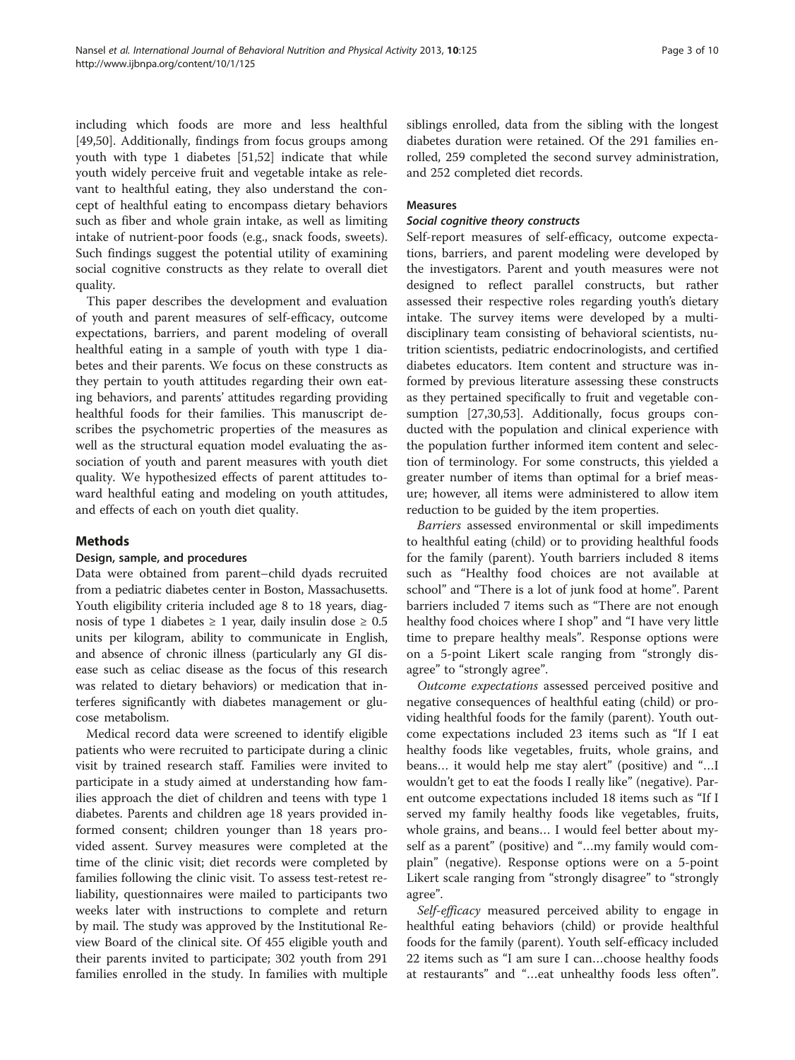including which foods are more and less healthful [49,50]. Additionally, findings from focus groups among youth with type 1 diabetes [51,52] indicate that while youth widely perceive fruit and vegetable intake as relevant to healthful eating, they also understand the concept of healthful eating to encompass dietary behaviors such as fiber and whole grain intake, as well as limiting intake of nutrient-poor foods (e.g., snack foods, sweets). Such findings suggest the potential utility of examining social cognitive constructs as they relate to overall diet quality.

This paper describes the development and evaluation of youth and parent measures of self-efficacy, outcome expectations, barriers, and parent modeling of overall healthful eating in a sample of youth with type 1 diabetes and their parents. We focus on these constructs as they pertain to youth attitudes regarding their own eating behaviors, and parents' attitudes regarding providing healthful foods for their families. This manuscript describes the psychometric properties of the measures as well as the structural equation model evaluating the association of youth and parent measures with youth diet quality. We hypothesized effects of parent attitudes toward healthful eating and modeling on youth attitudes, and effects of each on youth diet quality.

## Methods

### Design, sample, and procedures

Data were obtained from parent–child dyads recruited from a pediatric diabetes center in Boston, Massachusetts. Youth eligibility criteria included age 8 to 18 years, diagnosis of type 1 diabetes ≥ 1 year, daily insulin dose ≥ 0.5 units per kilogram, ability to communicate in English, and absence of chronic illness (particularly any GI disease such as celiac disease as the focus of this research was related to dietary behaviors) or medication that interferes significantly with diabetes management or glucose metabolism.

Medical record data were screened to identify eligible patients who were recruited to participate during a clinic visit by trained research staff. Families were invited to participate in a study aimed at understanding how families approach the diet of children and teens with type 1 diabetes. Parents and children age 18 years provided informed consent; children younger than 18 years provided assent. Survey measures were completed at the time of the clinic visit; diet records were completed by families following the clinic visit. To assess test-retest reliability, questionnaires were mailed to participants two weeks later with instructions to complete and return by mail. The study was approved by the Institutional Review Board of the clinical site. Of 455 eligible youth and their parents invited to participate; 302 youth from 291 families enrolled in the study. In families with multiple siblings enrolled, data from the sibling with the longest diabetes duration were retained. Of the 291 families enrolled, 259 completed the second survey administration, and 252 completed diet records.

### Measures

#### *Social cognitive theory constructs*

Self-report measures of self-efficacy, outcome expectations, barriers, and parent modeling were developed by the investigators. Parent and youth measures were not designed to reflect parallel constructs, but rather assessed their respective roles regarding youth's dietary intake. The survey items were developed by a multidisciplinary team consisting of behavioral scientists, nutrition scientists, pediatric endocrinologists, and certified diabetes educators. Item content and structure was informed by previous literature assessing these constructs as they pertained specifically to fruit and vegetable consumption [27,30,53]. Additionally, focus groups conducted with the population and clinical experience with the population further informed item content and selection of terminology. For some constructs, this yielded a greater number of items than optimal for a brief measure; however, all items were administered to allow item reduction to be guided by the item properties.

*Barriers* assessed environmental or skill impediments to healthful eating (child) or to providing healthful foods for the family (parent). Youth barriers included 8 items such as "Healthy food choices are not available at school" and "There is a lot of junk food at home". Parent barriers included 7 items such as "There are not enough healthy food choices where I shop" and "I have very little time to prepare healthy meals". Response options were on a 5-point Likert scale ranging from "strongly disagree" to "strongly agree".

*Outcome expectations* assessed perceived positive and negative consequences of healthful eating (child) or providing healthful foods for the family (parent). Youth outcome expectations included 23 items such as "If I eat healthy foods like vegetables, fruits, whole grains, and beans… it would help me stay alert" (positive) and "…I wouldn't get to eat the foods I really like" (negative). Parent outcome expectations included 18 items such as "If I served my family healthy foods like vegetables, fruits, whole grains, and beans… I would feel better about myself as a parent" (positive) and "…my family would complain" (negative). Response options were on a 5-point Likert scale ranging from "strongly disagree" to "strongly agree".

*Self-efficacy* measured perceived ability to engage in healthful eating behaviors (child) or provide healthful foods for the family (parent). Youth self-efficacy included 22 items such as "I am sure I can…choose healthy foods at restaurants" and "…eat unhealthy foods less often".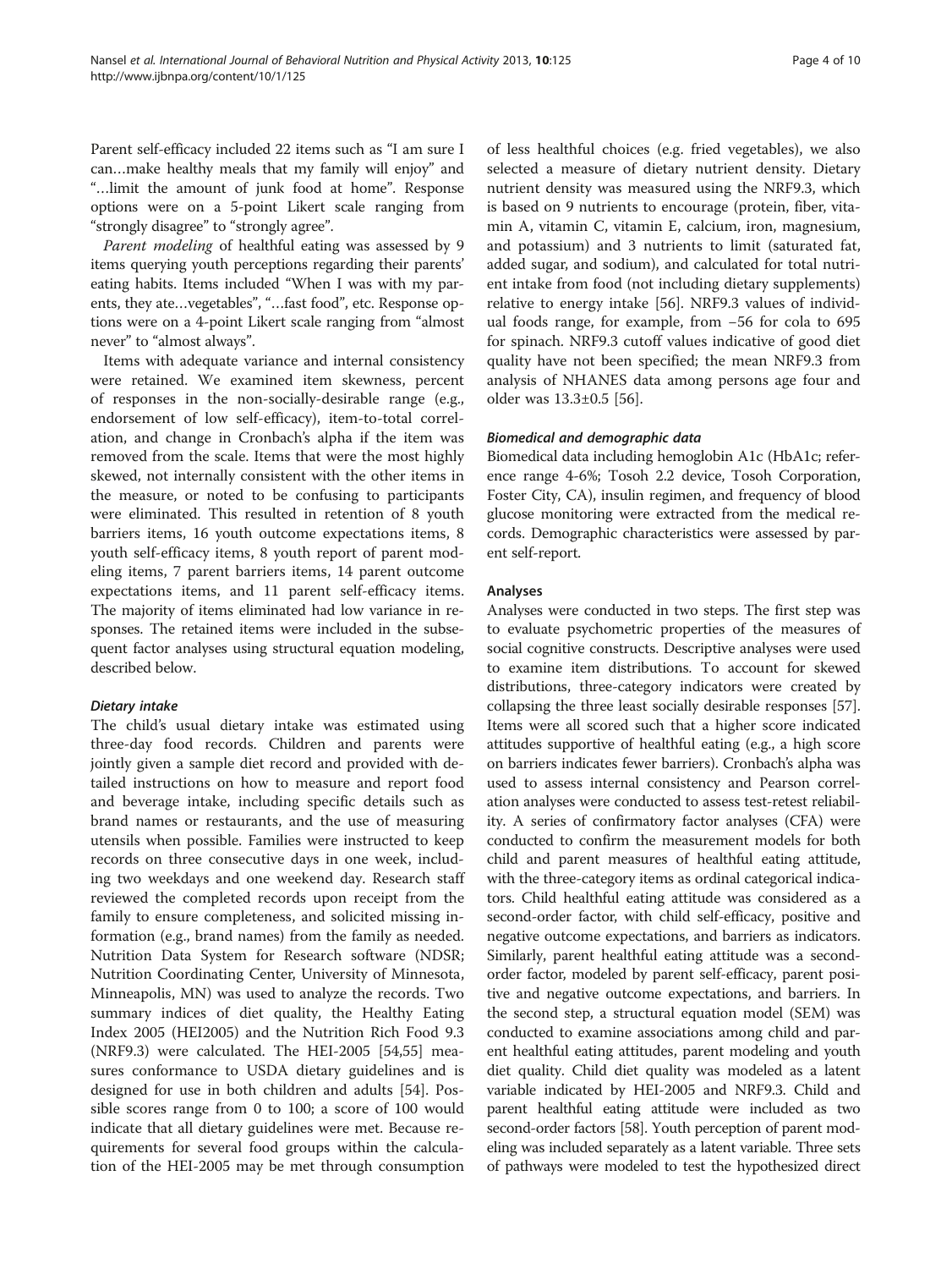Parent self-efficacy included 22 items such as "I am sure I can…make healthy meals that my family will enjoy" and "…limit the amount of junk food at home". Response options were on a 5-point Likert scale ranging from "strongly disagree" to "strongly agree".

*Parent modeling* of healthful eating was assessed by 9 items querying youth perceptions regarding their parents' eating habits. Items included "When I was with my parents, they ate…vegetables", "…fast food", etc. Response options were on a 4-point Likert scale ranging from "almost never" to "almost always".

Items with adequate variance and internal consistency were retained. We examined item skewness, percent of responses in the non-socially-desirable range (e.g., endorsement of low self-efficacy), item-to-total correlation, and change in Cronbach's alpha if the item was removed from the scale. Items that were the most highly skewed, not internally consistent with the other items in the measure, or noted to be confusing to participants were eliminated. This resulted in retention of 8 youth barriers items, 16 youth outcome expectations items, 8 youth self-efficacy items, 8 youth report of parent modeling items, 7 parent barriers items, 14 parent outcome expectations items, and 11 parent self-efficacy items. The majority of items eliminated had low variance in responses. The retained items were included in the subsequent factor analyses using structural equation modeling, described below.

#### Dietary intake

The child's usual dietary intake was estimated using three-day food records. Children and parents were jointly given a sample diet record and provided with detailed instructions on how to measure and report food and beverage intake, including specific details such as brand names or restaurants, and the use of measuring utensils when possible. Families were instructed to keep records on three consecutive days in one week, including two weekdays and one weekend day. Research staff reviewed the completed records upon receipt from the family to ensure completeness, and solicited missing information (e.g., brand names) from the family as needed. Nutrition Data System for Research software (NDSR; Nutrition Coordinating Center, University of Minnesota, Minneapolis, MN) was used to analyze the records. Two summary indices of diet quality, the Healthy Eating Index 2005 (HEI2005) and the Nutrition Rich Food 9.3 (NRF9.3) were calculated. The HEI-2005 [54,55] measures conformance to USDA dietary guidelines and is designed for use in both children and adults [54]. Possible scores range from 0 to 100; a score of 100 would indicate that all dietary guidelines were met. Because requirements for several food groups within the calculation of the HEI-2005 may be met through consumption of less healthful choices (e.g. fried vegetables), we also selected a measure of dietary nutrient density. Dietary nutrient density was measured using the NRF9.3, which is based on 9 nutrients to encourage (protein, fiber, vitamin A, vitamin C, vitamin E, calcium, iron, magnesium, and potassium) and 3 nutrients to limit (saturated fat, added sugar, and sodium), and calculated for total nutrient intake from food (not including dietary supplements) relative to energy intake [56]. NRF9.3 values of individual foods range, for example, from −56 for cola to 695 for spinach. NRF9.3 cutoff values indicative of good diet quality have not been specified; the mean NRF9.3 from analysis of NHANES data among persons age four and older was $13.3 \pm 0.5$ [56].

#### Biomedical and demographic data

Biomedical data including hemoglobin A1c (HbA1c; reference range 4-6%; Tosoh 2.2 device, Tosoh Corporation, Foster City, CA), insulin regimen, and frequency of blood glucose monitoring were extracted from the medical records. Demographic characteristics were assessed by parent self-report.

### Analyses

Analyses were conducted in two steps. The first step was to evaluate psychometric properties of the measures of social cognitive constructs. Descriptive analyses were used to examine item distributions. To account for skewed distributions, three-category indicators were created by collapsing the three least socially desirable responses [57]. Items were all scored such that a higher score indicated attitudes supportive of healthful eating (e.g., a high score on barriers indicates fewer barriers). Cronbach's alpha was used to assess internal consistency and Pearson correlation analyses were conducted to assess test-retest reliability. A series of confirmatory factor analyses (CFA) were conducted to confirm the measurement models for both child and parent measures of healthful eating attitude, with the three-category items as ordinal categorical indicators. Child healthful eating attitude was considered as a second-order factor, with child self-efficacy, positive and negative outcome expectations, and barriers as indicators. Similarly, parent healthful eating attitude was a second-order factor, modeled by parent self-efficacy, parent positive and negative outcome expectations, and barriers. In the second step, a structural equation model (SEM) was conducted to examine associations among child and parent healthful eating attitudes, parent modeling and youth diet quality. Child diet quality was modeled as a latent variable indicated by HEI-2005 and NRF9.3. Child and parent healthful eating attitude were included as two second-order factors [58]. Youth perception of parent modeling was included separately as a latent variable. Three sets of pathways were modeled to test the hypothesized direct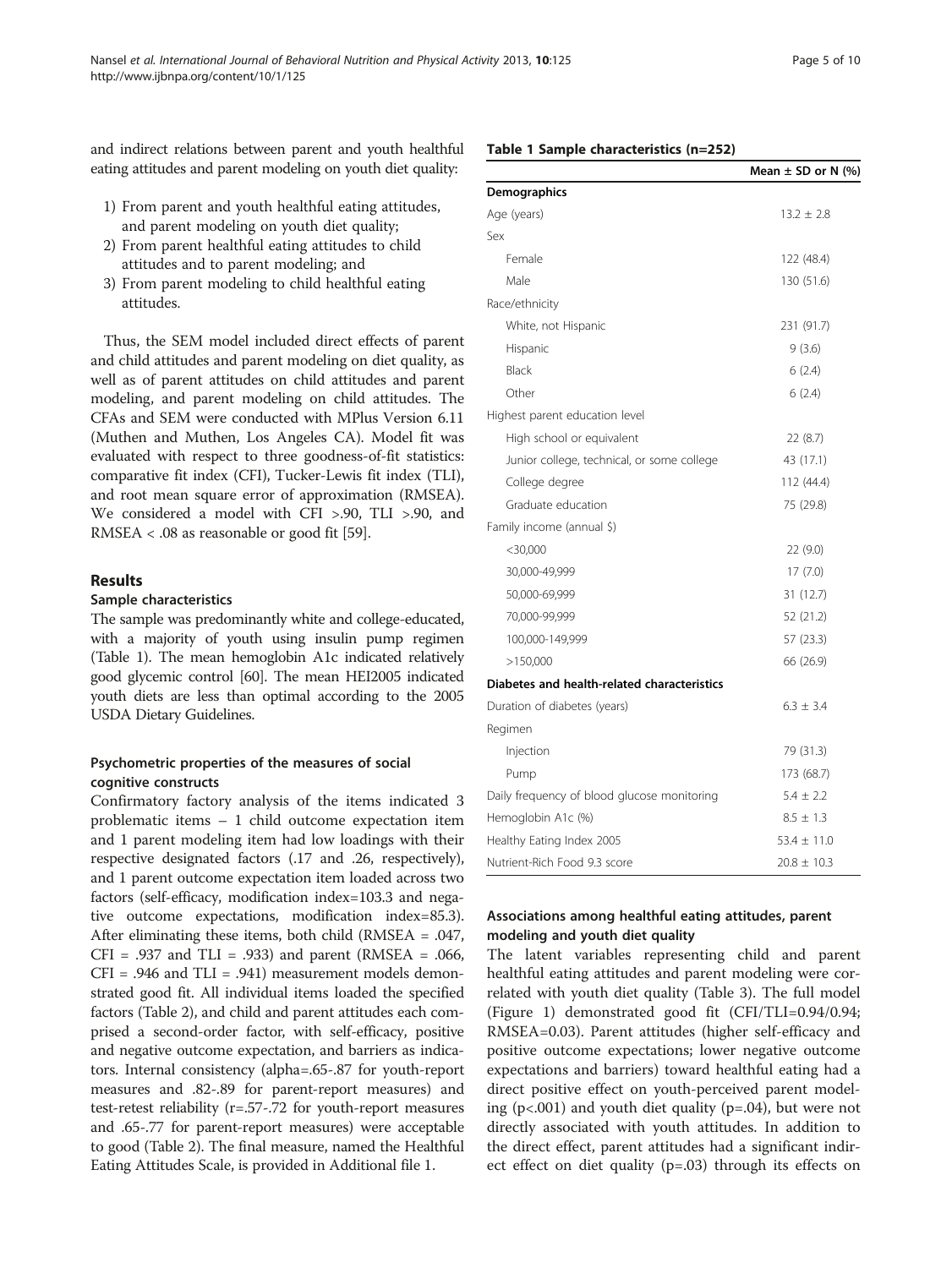and indirect relations between parent and youth healthful eating attitudes and parent modeling on youth diet quality:

1) From parent and youth healthful eating attitudes, and parent modeling on youth diet quality;
2) From parent healthful eating attitudes to child attitudes and to parent modeling; and
3) From parent modeling to child healthful eating attitudes.

Thus, the SEM model included direct effects of parent and child attitudes and parent modeling on diet quality, as well as of parent attitudes on child attitudes and parent modeling, and parent modeling on child attitudes. The CFAs and SEM were conducted with MPlus Version 6.11 (Muthen and Muthen, Los Angeles CA). Model fit was evaluated with respect to three goodness-of-fit statistics: comparative fit index (CFI), Tucker-Lewis fit index (TLI), and root mean square error of approximation (RMSEA). We considered a model with CFI >.90, TLI >.90, and RMSEA < .08 as reasonable or good fit [59].

## Results

### Sample characteristics

The sample was predominantly white and college-educated, with a majority of youth using insulin pump regimen (Table 1). The mean hemoglobin A1c indicated relatively good glycemic control [60]. The mean HEI2005 indicated youth diets are less than optimal according to the 2005 USDA Dietary Guidelines.

**Table 1 Sample characteristics (n=252)**

| | Mean ± SD or N (%) |
|---|---|
| **Demographics** | |
| Age (years) | 13.2 ± 2.8 |
| Sex | |
| Female | 122 (48.4) |
| Male | 130 (51.6) |
| Race/ethnicity | |
| White, not Hispanic | 231 (91.7) |
| Hispanic | 9 (3.6) |
| Black | 6 (2.4) |
| Other | 6 (2.4) |
| Highest parent education level | |
| High school or equivalent | 22 (8.7) |
| Junior college, technical, or some college | 43 (17.1) |
| College degree | 112 (44.4) |
| Graduate education | 75 (29.8) |
| Family income (annual $) | |
| <30,000 | 22 (9.0) |
| 30,000-49,999 | 17 (7.0) |
| 50,000-69,999 | 31 (12.7) |
| 70,000-99,999 | 52 (21.2) |
| 100,000-149,999 | 57 (23.3) |
| >150,000 | 66 (26.9) |
| **Diabetes and health-related characteristics** | |
| Duration of diabetes (years) | 6.3 ± 3.4 |
| Regimen | |
| Injection | 79 (31.3) |
| Pump | 173 (68.7) |
| Daily frequency of blood glucose monitoring | 5.4 ± 2.2 |
| Hemoglobin A1c (%) | 8.5 ± 1.3 |
| Healthy Eating Index 2005 | 53.4 ± 11.0 |
| Nutrient-Rich Food 9.3 score | 20.8 ± 10.3 |

### Psychometric properties of the measures of social cognitive constructs

Confirmatory factory analysis of the items indicated 3 problematic items – 1 child outcome expectation item and 1 parent modeling item had low loadings with their respective designated factors (.17 and .26, respectively), and 1 parent outcome expectation item loaded across two factors (self-efficacy, modification index=103.3 and negative outcome expectations, modification index=85.3). After eliminating these items, both child (RMSEA = .047, CFI = .937 and TLI = .933) and parent (RMSEA = .066, CFI = .946 and TLI = .941) measurement models demonstrated good fit. All individual items loaded the specified factors (Table 2), and child and parent attitudes each comprised a second-order factor, with self-efficacy, positive and negative outcome expectation, and barriers as indicators. Internal consistency (alpha=.65-.87 for youth-report measures and .82-.89 for parent-report measures) and test-retest reliability (r=.57-.72 for youth-report measures and .65-.77 for parent-report measures) were acceptable to good (Table 2). The final measure, named the Healthful Eating Attitudes Scale, is provided in Additional file 1.

### Associations among healthful eating attitudes, parent modeling and youth diet quality

The latent variables representing child and parent healthful eating attitudes and parent modeling were correlated with youth diet quality (Table 3). The full model (Figure 1) demonstrated good fit (CFI/TLI=0.94/0.94; RMSEA=0.03). Parent attitudes (higher self-efficacy and positive outcome expectations; lower negative outcome expectations and barriers) toward healthful eating had a direct positive effect on youth-perceived parent modeling (p<.001) and youth diet quality (p=.04), but were not directly associated with youth attitudes. In addition to the direct effect, parent attitudes had a significant indirect effect on diet quality (p=.03) through its effects on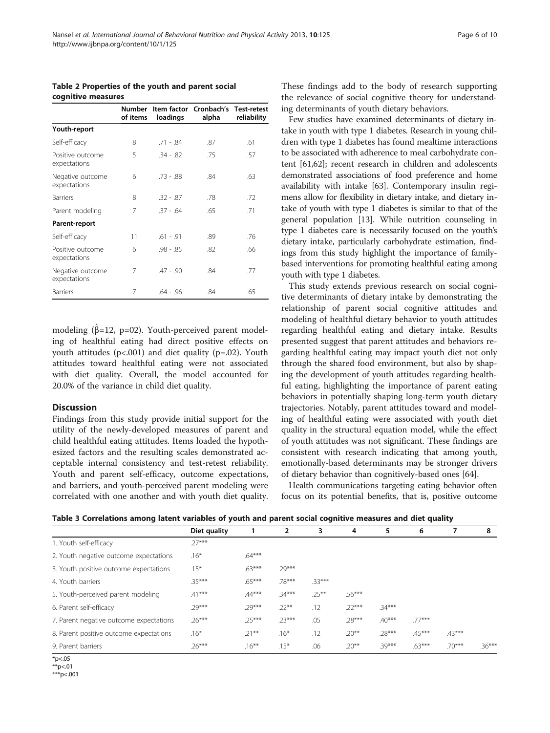**Table 2 Properties of the youth and parent social cognitive measures**

| | Number of items | Item factor loadings | Cronbach's alpha | Test-retest reliability |
|---|---|---|---|---|
| **Youth-report** | | | | |
| Self-efficacy | 8 | .71 - .84 | .87 | .61 |
| Positive outcome expectations | 5 | .34 - .82 | .75 | .57 |
| Negative outcome expectations | 6 | .73 - .88 | .84 | .63 |
| Barriers | 8 | .32 - .87 | .78 | .72 |
| Parent modeling | 7 | .37 - .64 | .65 | .71 |
| **Parent-report** | | | | |
| Self-efficacy | 11 | .61 - .91 | .89 | .76 |
| Positive outcome expectations | 6 | .98 - .85 | .82 | .66 |
| Negative outcome expectations | 7 | .47 - .90 | .84 | .77 |
| Barriers | 7 | .64 - .96 | .84 | .65 |

modeling ($\hat{\beta}$=12, p=02). Youth-perceived parent modeling of healthful eating had direct positive effects on youth attitudes (p<.001) and diet quality (p=.02). Youth attitudes toward healthful eating were not associated with diet quality. Overall, the model accounted for 20.0% of the variance in child diet quality.

## Discussion

Findings from this study provide initial support for the utility of the newly-developed measures of parent and child healthful eating attitudes. Items loaded the hypothesized factors and the resulting scales demonstrated acceptable internal consistency and test-retest reliability. Youth and parent self-efficacy, outcome expectations, and barriers, and youth-perceived parent modeling were correlated with one another and with youth diet quality. These findings add to the body of research supporting the relevance of social cognitive theory for understanding determinants of youth dietary behaviors.

Few studies have examined determinants of dietary intake in youth with type 1 diabetes. Research in young children with type 1 diabetes has found mealtime interactions to be associated with adherence to meal carbohydrate content [61,62]; recent research in children and adolescents demonstrated associations of food preference and home availability with intake [63]. Contemporary insulin regimens allow for flexibility in dietary intake, and dietary intake of youth with type 1 diabetes is similar to that of the general population [13]. While nutrition counseling in type 1 diabetes care is necessarily focused on the youth's dietary intake, particularly carbohydrate estimation, findings from this study highlight the importance of family-based interventions for promoting healthful eating among youth with type 1 diabetes.

This study extends previous research on social cognitive determinants of dietary intake by demonstrating the relationship of parent social cognitive attitudes and modeling of healthful dietary behavior to youth attitudes regarding healthful eating and dietary intake. Results presented suggest that parent attitudes and behaviors regarding healthful eating may impact youth diet not only through the shared food environment, but also by shaping the development of youth attitudes regarding healthful eating, highlighting the importance of parent eating behaviors in potentially shaping long-term youth dietary trajectories. Notably, parent attitudes toward and modeling of healthful eating were associated with youth diet quality in the structural equation model, while the effect of youth attitudes was not significant. These findings are consistent with research indicating that among youth, emotionally-based determinants may be stronger drivers of dietary behavior than cognitively-based ones [64].

Health communications targeting eating behavior often focus on its potential benefits, that is, positive outcome

**Table 3 Correlations among latent variables of youth and parent social cognitive measures and diet quality**

| | Diet quality | 1 | 2 | 3 | 4 | 5 | 6 | 7 | 8 |
|---|---|---|---|---|---|---|---|---|---|
| 1. Youth self-efficacy | .27*** | | | | | | | | |
| 2. Youth negative outcome expectations | .16* | .64*** | | | | | | | |
| 3. Youth positive outcome expectations | .15* | .63*** | .29*** | | | | | | |
| 4. Youth barriers | .35*** | .65*** | .78*** | .33*** | | | | | |
| 5. Youth-perceived parent modeling | .41*** | .44*** | .34*** | .25** | .56*** | | | | |
| 6. Parent self-efficacy | .29*** | .29*** | .22** | .12 | .22*** | .34*** | | | |
| 7. Parent negative outcome expectations | .26*** | .25*** | .23*** | .05 | .28*** | .40*** | .77*** | | |
| 8. Parent positive outcome expectations | .16* | .21** | .16* | .12 | .20** | .28*** | .45*** | .43*** | |
| 9. Parent barriers | .26*** | .16** | .15* | .06 | .20** | .39*** | .63*** | .70*** | .36*** |

*p<.05
**p<.01
***p<.001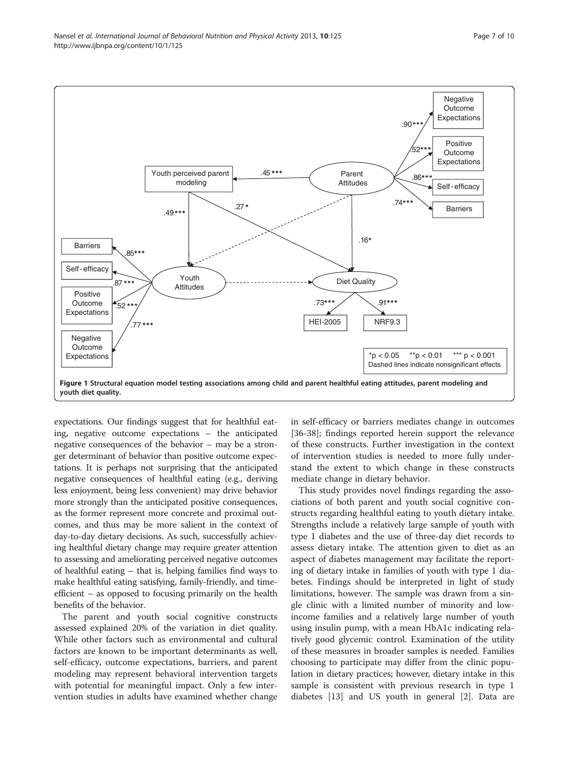**Figure 1 Structural equation model testing associations among child and parent healthful eating attitudes, parent modeling and youth diet quality.**

expectations. Our findings suggest that for healthful eating, negative outcome expectations – the anticipated negative consequences of the behavior – may be a stronger determinant of behavior than positive outcome expectations. It is perhaps not surprising that the anticipated negative consequences of healthful eating (e.g., deriving less enjoyment, being less convenient) may drive behavior more strongly than the anticipated positive consequences, as the former represent more concrete and proximal outcomes, and thus may be more salient in the context of day-to-day dietary decisions. As such, successfully achieving healthful dietary change may require greater attention to assessing and ameliorating perceived negative outcomes of healthful eating – that is, helping families find ways to make healthful eating satisfying, family-friendly, and time-efficient – as opposed to focusing primarily on the health benefits of the behavior.

The parent and youth social cognitive constructs assessed explained 20% of the variation in diet quality. While other factors such as environmental and cultural factors are known to be important determinants as well, self-efficacy, outcome expectations, barriers, and parent modeling may represent behavioral intervention targets with potential for meaningful impact. Only a few intervention studies in adults have examined whether change in self-efficacy or barriers mediates change in outcomes [36-38]; findings reported herein support the relevance of these constructs. Further investigation in the context of intervention studies is needed to more fully understand the extent to which change in these constructs mediate change in dietary behavior.

This study provides novel findings regarding the associations of both parent and youth social cognitive constructs regarding healthful eating to youth dietary intake. Strengths include a relatively large sample of youth with type 1 diabetes and the use of three-day diet records to assess dietary intake. The attention given to diet as an aspect of diabetes management may facilitate the reporting of dietary intake in families of youth with type 1 diabetes. Findings should be interpreted in light of study limitations, however. The sample was drawn from a single clinic with a limited number of minority and low-income families and a relatively large number of youth using insulin pump, with a mean HbA1c indicating relatively good glycemic control. Examination of the utility of these measures in broader samples is needed. Families choosing to participate may differ from the clinic population in dietary practices; however, dietary intake in this sample is consistent with previous research in type 1 diabetes [13] and US youth in general [2]. Data are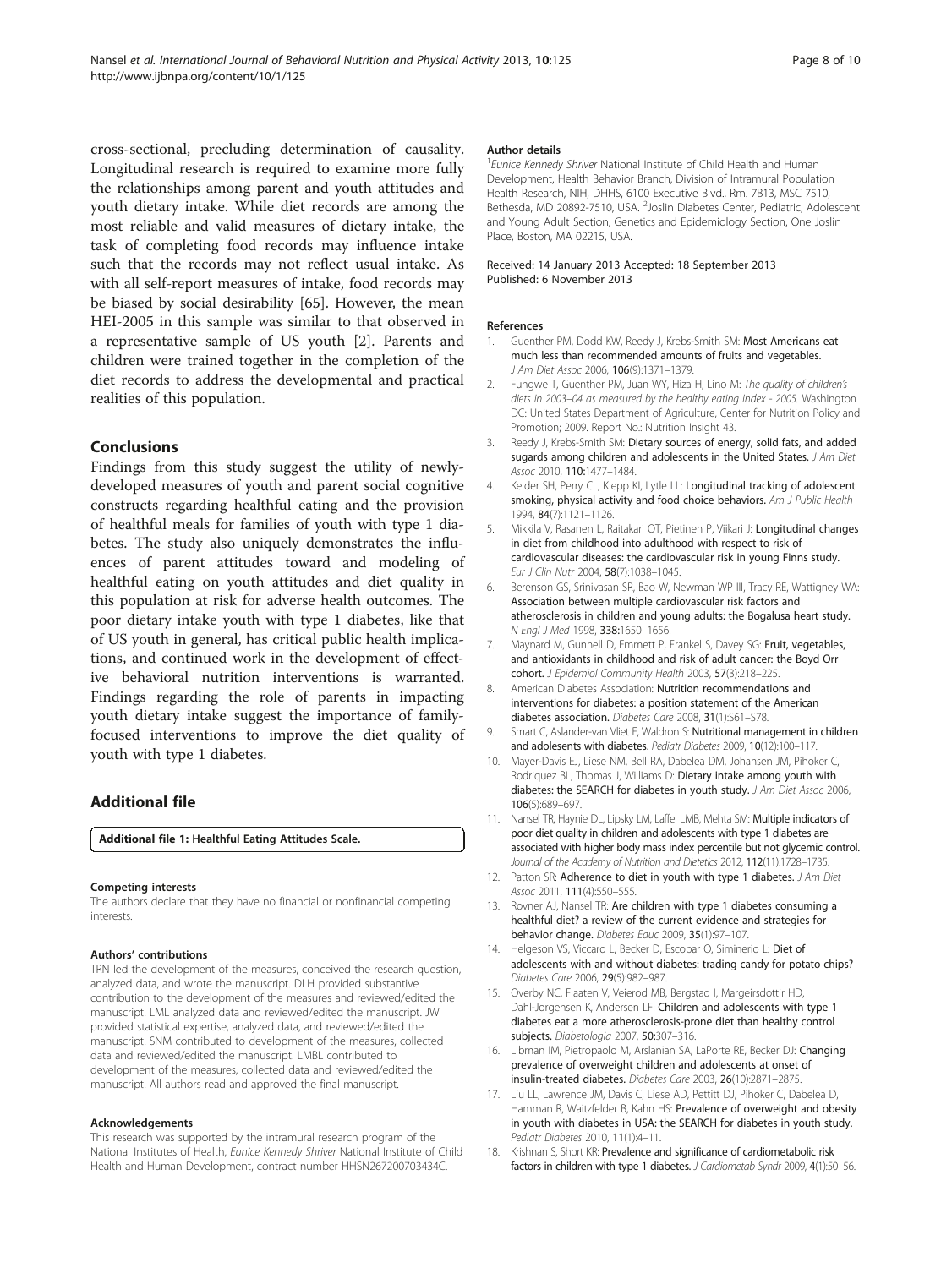cross-sectional, precluding determination of causality. Longitudinal research is required to examine more fully the relationships among parent and youth attitudes and youth dietary intake. While diet records are among the most reliable and valid measures of dietary intake, the task of completing food records may influence intake such that the records may not reflect usual intake. As with all self-report measures of intake, food records may be biased by social desirability [65]. However, the mean HEI-2005 in this sample was similar to that observed in a representative sample of US youth [2]. Parents and children were trained together in the completion of the diet records to address the developmental and practical realities of this population.

## Conclusions

Findings from this study suggest the utility of newly-developed measures of youth and parent social cognitive constructs regarding healthful eating and the provision of healthful meals for families of youth with type 1 diabetes. The study also uniquely demonstrates the influences of parent attitudes toward and modeling of healthful eating on youth attitudes and diet quality in this population at risk for adverse health outcomes. The poor dietary intake youth with type 1 diabetes, like that of US youth in general, has critical public health implications, and continued work in the development of effective behavioral nutrition interventions is warranted. Findings regarding the role of parents in impacting youth dietary intake suggest the importance of family-focused interventions to improve the diet quality of youth with type 1 diabetes.

## Additional file

**Additional file 1: Healthful Eating Attitudes Scale.**

#### Competing interests

The authors declare that they have no financial or nonfinancial competing interests.

#### Authors' contributions

TRN led the development of the measures, conceived the research question, analyzed data, and wrote the manuscript. DLH provided substantive contribution to the development of the measures and reviewed/edited the manuscript. LML analyzed data and reviewed/edited the manuscript. JW provided statistical expertise, analyzed data, and reviewed/edited the manuscript. SNM contributed to development of the measures, collected data and reviewed/edited the manuscript. LMBL contributed to development of the measures, collected data and reviewed/edited the manuscript. All authors read and approved the final manuscript.

#### Acknowledgements

This research was supported by the intramural research program of the National Institutes of Health, *Eunice Kennedy Shriver* National Institute of Child Health and Human Development, contract number HHSN267200703434C.

#### Author details

[1]*Eunice Kennedy Shriver* National Institute of Child Health and Human Development, Health Behavior Branch, Division of Intramural Population Health Research, NIH, DHHS, 6100 Executive Blvd., Rm. 7B13, MSC 7510, Bethesda, MD 20892-7510, USA. [2]Joslin Diabetes Center, Pediatric, Adolescent and Young Adult Section, Genetics and Epidemiology Section, One Joslin Place, Boston, MA 02215, USA.

Received: 14 January 2013 Accepted: 18 September 2013
Published: 6 November 2013

#### References

1. Guenther PM, Dodd KW, Reedy J, Krebs-Smith SM: **Most Americans eat much less than recommended amounts of fruits and vegetables.** *J Am Diet Assoc* 2006, **106**(9):1371–1379.
2. Fungwe T, Guenther PM, Juan WY, Hiza H, Lino M: *The quality of children's diets in 2003–04 as measured by the healthy eating index - 2005.* Washington DC: United States Department of Agriculture, Center for Nutrition Policy and Promotion; 2009. Report No.: Nutrition Insight 43.
3. Reedy J, Krebs-Smith SM: **Dietary sources of energy, solid fats, and added sugards among children and adolescents in the United States.** *J Am Diet Assoc* 2010, **110:**1477–1484.
4. Kelder SH, Perry CL, Klepp KI, Lytle LL: **Longitudinal tracking of adolescent smoking, physical activity and food choice behaviors.** *Am J Public Health* 1994, **84**(7):1121–1126.
5. Mikkila V, Rasanen L, Raitakari OT, Pietinen P, Viikari J: **Longitudinal changes in diet from childhood into adulthood with respect to risk of cardiovascular diseases: the cardiovascular risk in young Finns study.** *Eur J Clin Nutr* 2004, **58**(7):1038–1045.
6. Berenson GS, Srinivasan SR, Bao W, Newman WP III, Tracy RE, Wattigney WA: **Association between multiple cardiovascular risk factors and atherosclerosis in children and young adults: the Bogalusa heart study.** *N Engl J Med* 1998, **338:**1650–1656.
7. Maynard M, Gunnell D, Emmett P, Frankel S, Davey SG: **Fruit, vegetables, and antioxidants in childhood and risk of adult cancer: the Boyd Orr cohort.** *J Epidemiol Community Health* 2003, **57**(3):218–225.
8. American Diabetes Association: **Nutrition recommendations and interventions for diabetes: a position statement of the American diabetes association.** *Diabetes Care* 2008, **31**(1):S61–S78.
9. Smart C, Aslander-van Vliet E, Waldron S: **Nutritional management in children and adolescents with diabetes.** *Pediatr Diabetes* 2009, **10**(12):100–117.
10. Mayer-Davis EJ, Liese NM, Bell RA, Dabelea DM, Johansen JM, Pihoker C, Rodriquez BL, Thomas J, Williams D: **Dietary intake among youth with diabetes: the SEARCH for diabetes in youth study.** *J Am Diet Assoc* 2006, **106**(5):689–697.
11. Nansel TR, Haynie DL, Lipsky LM, Laffel LMB, Mehta SM: **Multiple indicators of poor diet quality in children and adolescents with type 1 diabetes are associated with higher body mass index percentile but not glycemic control.** *Journal of the Academy of Nutrition and Dietetics* 2012, **112**(11):1728–1735.
12. Patton SR: **Adherence to diet in youth with type 1 diabetes.** *J Am Diet Assoc* 2011, **111**(4):550–555.
13. Rovner AJ, Nansel TR: **Are children with type 1 diabetes consuming a healthful diet? a review of the current evidence and strategies for behavior change.** *Diabetes Educ* 2009, **35**(1):97–107.
14. Helgeson VS, Viccaro L, Becker D, Escobar O, Siminerio L: **Diet of adolescents with and without diabetes: trading candy for potato chips?** *Diabetes Care* 2006, **29**(5):982–987.
15. Overby NC, Flaaten V, Veierod MB, Bergstad I, Margeirsdottir HD, Dahl-Jorgensen K, Andersen LF: **Children and adolescents with type 1 diabetes eat a more atherosclerosis-prone diet than healthy control subjects.** *Diabetologia* 2007, **50:**307–316.
16. Libman IM, Pietropaolo M, Arslanian SA, LaPorte RE, Becker DJ: **Changing prevalence of overweight children and adolescents at onset of insulin-treated diabetes.** *Diabetes Care* 2003, **26**(10):2871–2875.
17. Liu LL, Lawrence JM, Davis C, Liese AD, Pettitt DJ, Pihoker C, Dabelea D, Hamman R, Waitzfelder B, Kahn HS: **Prevalence of overweight and obesity in youth with diabetes in USA: the SEARCH for diabetes in youth study.** *Pediatr Diabetes* 2010, **11**(1):4–11.
18. Krishnan S, Short KR: **Prevalence and significance of cardiometabolic risk factors in children with type 1 diabetes.** *J Cardiometab Syndr* 2009, **4**(1):50–56.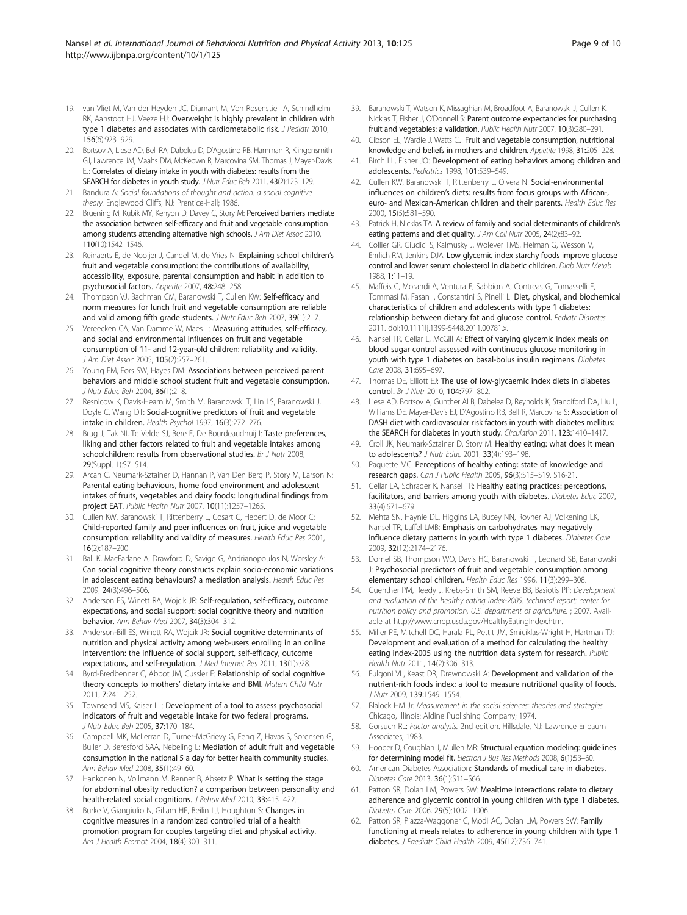19. van Vliet M, Van der Heyden JC, Diamant M, Von Rosenstiel IA, Schindhelm RK, Aanstoot HJ, Veeze HJ: Overweight is highly prevalent in children with type 1 diabetes and associates with cardiometabolic risk. *J Pediatr* 2010, 156(6):923–929.
20. Bortsov A, Liese AD, Bell RA, Dabelea D, D'Agostino RB, Hamman R, Klingensmith GJ, Lawrence JM, Maahs DM, McKeown R, Marcovina SM, Thomas J, Mayer-Davis EJ: Correlates of dietary intake in youth with diabetes: results from the SEARCH for diabetes in youth study. *J Nutr Educ Beh* 2011, 43(2):123–129.
21. Bandura A: *Social foundations of thought and action: a social cognitive theory*. Englewood Cliffs, NJ: Prentice-Hall; 1986.
22. Bruening M, Kubik MY, Kenyon D, Davey C, Story M: Perceived barriers mediate the association between self-efficacy and fruit and vegetable consumption among students attending alternative high schools. *J Am Diet Assoc* 2010, 110(10):1542–1546.
23. Reinaerts E, de Nooijer J, Candel M, de Vries N: Explaining school children's fruit and vegetable consumption: the contributions of availability, accessibility, exposure, parental consumption and habit in addition to psychosocial factors. *Appetite* 2007, 48:248–258.
24. Thompson VJ, Bachman CM, Baranowski T, Cullen KW: Self-efficacy and norm measures for lunch fruit and vegetable consumption are reliable and valid among fifth grade students. *J Nutr Educ Beh* 2007, 39(1):2–7.
25. Vereecken CA, Van Damme W, Maes L: Measuring attitudes, self-efficacy, and social and environmental influences on fruit and vegetable consumption of 11- and 12-year-old children: reliability and validity. *J Am Diet Assoc* 2005, 105(2):257–261.
26. Young EM, Fors SW, Hayes DM: Associations between perceived parent behaviors and middle school student fruit and vegetable consumption. *J Nutr Educ Beh* 2004, 36(1):2–8.
27. Resnicow K, Davis-Hearn M, Smith M, Baranowski T, Lin LS, Baranowski J, Doyle C, Wang DT: Social-cognitive predictors of fruit and vegetable intake in children. *Health Psychol* 1997, 16(3):272–276.
28. Brug J, Tak NI, Te Velde SJ, Bere E, De Bourdeaudhuij I: Taste preferences, liking and other factors related to fruit and vegetable intakes among schoolchildren: results from observational studies. *Br J Nutr* 2008, 29(Suppl. 1):S7–S14.
29. Arcan C, Neumark-Sztainer D, Hannan P, Van Den Berg P, Story M, Larson N: Parental eating behaviours, home food environment and adolescent intakes of fruits, vegetables and dairy foods: longitudinal findings from project EAT. *Public Health Nutr* 2007, 10(11):1257–1265.
30. Cullen KW, Baranowski T, Rittenberry L, Cosart C, Hebert D, de Moor C: Child-reported family and peer influences on fruit, juice and vegetable consumption: reliability and validity of measures. *Health Educ Res* 2001, 16(2):187–200.
31. Ball K, MacFarlane A, Drawford D, Savige G, Andrianopoulos N, Worsley A: Can social cognitive theory constructs explain socio-economic variations in adolescent eating behaviours? a mediation analysis. *Health Educ Res* 2009, 24(3):496–506.
32. Anderson ES, Winett RA, Wojcik JR: Self-regulation, self-efficacy, outcome expectations, and social support: social cognitive theory and nutrition behavior. *Ann Behav Med* 2007, 34(3):304–312.
33. Anderson-Bill ES, Winett RA, Wojcik JR: Social cognitive determinants of nutrition and physical activity among web-users enrolling in an online intervention: the influence of social support, self-efficacy, outcome expectations, and self-regulation. *J Med Internet Res* 2011, 13(1):e28.
34. Byrd-Bredbenner C, Abbot JM, Cussler E: Relationship of social cognitive theory concepts to mothers' dietary intake and BMI. *Matern Child Nutr* 2011, 7:241–252.
35. Townsend MS, Kaiser LL: Development of a tool to assess psychosocial indicators of fruit and vegetable intake for two federal programs. *J Nutr Educ Beh* 2005, 37:170–184.
36. Campbell MK, McLerran D, Turner-McGrievy G, Feng Z, Havas S, Sorensen G, Buller D, Beresford SAA, Nebeling L: Mediation of adult fruit and vegetable consumption in the national 5 a day for better health community studies. *Ann Behav Med* 2008, 35(1):49–60.
37. Hankonen N, Vollmann M, Renner B, Absetz P: What is setting the stage for abdominal obesity reduction? a comparison between personality and health-related social cognitions. *J Behav Med* 2010, 33:415–422.
38. Burke V, Giangiulio N, Gillam HF, Beilin LJ, Houghton S: Changes in cognitive measures in a randomized controlled trial of a health promotion program for couples targeting diet and physical activity. *Am J Health Promot* 2004, 18(4):300–311.
39. Baranowski T, Watson K, Missaghian M, Broadfoot A, Baranowski J, Cullen K, Nicklas T, Fisher J, O'Donnell S: Parent outcome expectancies for purchasing fruit and vegetables: a validation. *Public Health Nutr* 2007, 10(3):280–291.
40. Gibson EL, Wardle J, Watts CJ: Fruit and vegetable consumption, nutritional knowledge and beliefs in mothers and children. *Appetite* 1998, 31:205–228.
41. Birch LL, Fisher JO: Development of eating behaviors among children and adolescents. *Pediatrics* 1998, 101:539–549.
42. Cullen KW, Baranowski T, Rittenberry L, Olvera N: Social-environmental influences on children's diets: results from focus groups with African-, euro- and Mexican-American children and their parents. *Health Educ Res* 2000, 15(5):581–590.
43. Patrick H, Nicklas TA: A review of family and social determinants of children's eating patterns and diet quality. *J Am Coll Nutr* 2005, 24(2):83–92.
44. Collier GR, Giudici S, Kalmusky J, Wolever TMS, Helman G, Wesson V, Ehrlich RM, Jenkins DJA: Low glycemic index starchy foods improve glucose control and lower serum cholesterol in diabetic children. *Diab Nutr Metab* 1988, 1:11–19.
45. Maffeis C, Morandi A, Ventura E, Sabbion A, Contreas G, Tomasselli F, Tommasi M, Fasan I, Constantini S, Pinelli L: Diet, physical, and biochemical characteristics of children and adolescents with type 1 diabetes: relationship between dietary fat and glucose control. *Pediatr Diabetes* 2011. doi:10.1111lj.1399-5448.2011.00781.x.
46. Nansel TR, Gellar L, McGill A: Effect of varying glycemic index meals on blood sugar control assessed with continuous glucose monitoring in youth with type 1 diabetes on basal-bolus insulin regimens. *Diabetes Care* 2008, 31:695–697.
47. Thomas DE, Elliott EJ: The use of low-glycaemic index diets in diabetes control. *Br J Nutr* 2010, 104:797–802.
48. Liese AD, Bortsov A, Gunther ALB, Dabelea D, Reynolds K, Standiford DA, Liu L, Williams DE, Mayer-Davis EJ, D'Agostino RB, Bell R, Marcovina S: Association of DASH diet with cardiovascular risk factors in youth with diabetes mellitus: the SEARCH for diabetes in youth study. *Circulation* 2011, 123:1410–1417.
49. Croll JK, Neumark-Sztainer D, Story M: Healthy eating: what does it mean to adolescents? *J Nutr Educ* 2001, 33(4):193–198.
50. Paquette MC: Perceptions of healthy eating: state of knowledge and research gaps. *Can J Public Health* 2005, 96(3):S15–S19. S16-21.
51. Gellar LA, Schrader K, Nansel TR: Healthy eating practices: perceptions, facilitators, and barriers among youth with diabetes. *Diabetes Educ* 2007, 33(4):671–679.
52. Mehta SN, Haynie DL, Higgins LA, Bucey NN, Rovner AJ, Volkening LK, Nansel TR, Laffel LMB: Emphasis on carbohydrates may negatively influence dietary patterns in youth with type 1 diabetes. *Diabetes Care* 2009, 32(12):2174–2176.
53. Domel SB, Thompson WO, Davis HC, Baranowski T, Leonard SB, Baranowski J: Psychosocial predictors of fruit and vegetable consumption among elementary school children. *Health Educ Res* 1996, 11(3):299–308.
54. Guenther PM, Reedy J, Krebs-Smith SM, Reeve BB, Basiotis PP: *Development and evaluation of the healthy eating index-2005: technical report: center for nutrition policy and promotion, U.S. department of agriculture.* ; 2007. Available at http://www.cnpp.usda.gov/HealthyEatingIndex.htm.
55. Miller PE, Mitchell DC, Harala PL, Pettit JM, Smiciklas-Wright H, Hartman TJ: Development and evaluation of a method for calculating the healthy eating index-2005 using the nutrition data system for research. *Public Health Nutr* 2011, 14(2):306–313.
56. Fulgoni VL, Keast DR, Drewnowski A: Development and validation of the nutrient-rich foods index: a tool to measure nutritional quality of foods. *J Nutr* 2009, 139:1549–1554.
57. Blalock HM Jr: *Measurement in the social sciences: theories and strategies.* Chicago, Illinois: Aldine Publishing Company; 1974.
58. Gorsuch RL: *Factor analysis.* 2nd edition. Hillsdale, NJ: Lawrence Erlbaum Associates; 1983.
59. Hooper D, Coughlan J, Mullen MR: Structural equation modeling: guidelines for determining model fit. *Electron J Bus Res Methods* 2008, 6(1):53–60.
60. American Diabetes Association: Standards of medical care in diabetes. *Diabetes Care* 2013, 36(1):S11–S66.
61. Patton SR, Dolan LM, Powers SW: Mealtime interactions relate to dietary adherence and glycemic control in young children with type 1 diabetes. *Diabetes Care* 2006, 29(5):1002–1006.
62. Patton SR, Piazza-Waggoner C, Modi AC, Dolan LM, Powers SW: Family functioning at meals relates to adherence in young children with type 1 diabetes. *J Paediatr Child Health* 2009, 45(12):736–741.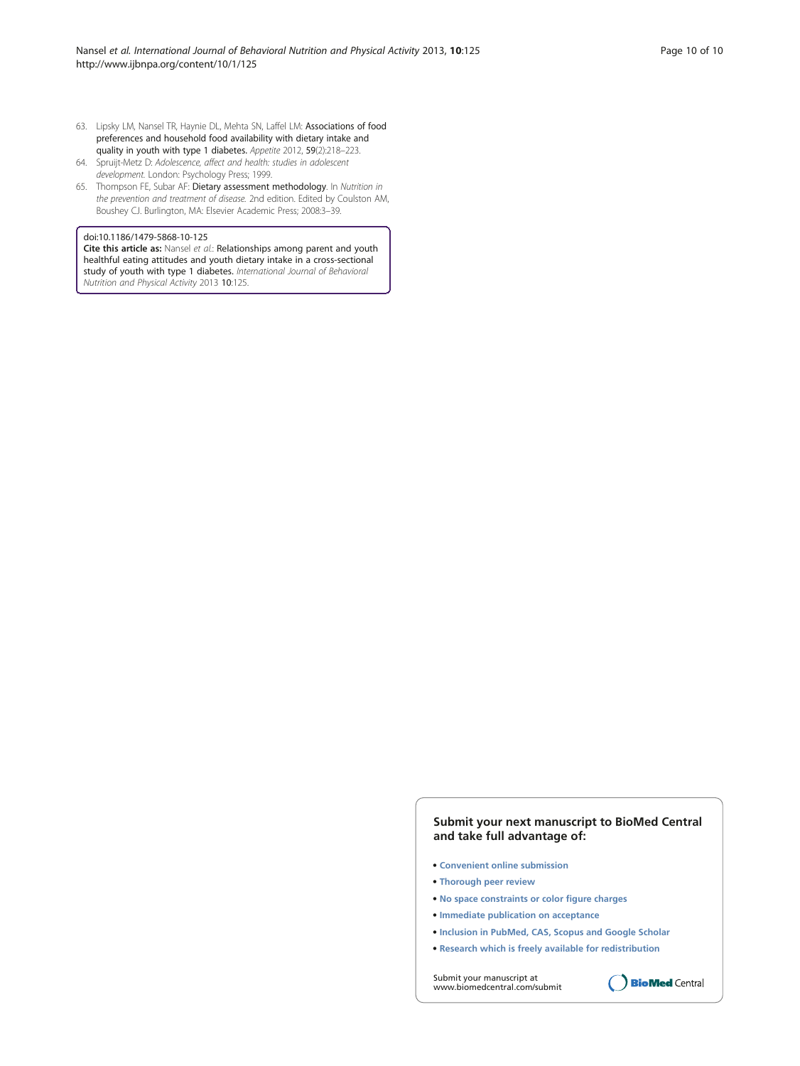63. Lipsky LM, Nansel TR, Haynie DL, Mehta SN, Laffel LM: **Associations of food preferences and household food availability with dietary intake and quality in youth with type 1 diabetes.** *Appetite* 2012, **59**(2):218–223.
64. Spruijt-Metz D: *Adolescence, affect and health: studies in adolescent development.* London: Psychology Press; 1999.
65. Thompson FE, Subar AF: **Dietary assessment methodology**. In *Nutrition in the prevention and treatment of disease.* 2nd edition. Edited by Coulston AM, Boushey CJ. Burlington, MA: Elsevier Academic Press; 2008:3–39.

doi:10.1186/1479-5868-10-125
**Cite this article as:** Nansel *et al.*: **Relationships among parent and youth healthful eating attitudes and youth dietary intake in a cross-sectional study of youth with type 1 diabetes.** *International Journal of Behavioral Nutrition and Physical Activity* 2013 **10**:125.

**Submit your next manuscript to BioMed Central and take full advantage of:**

- **Convenient online submission**
- **Thorough peer review**
- **No space constraints or color figure charges**
- **Immediate publication on acceptance**
- **Inclusion in PubMed, CAS, Scopus and Google Scholar**
- **Research which is freely available for redistribution**

Submit your manuscript at
www.biomedcentral.com/submit

BioMed Central